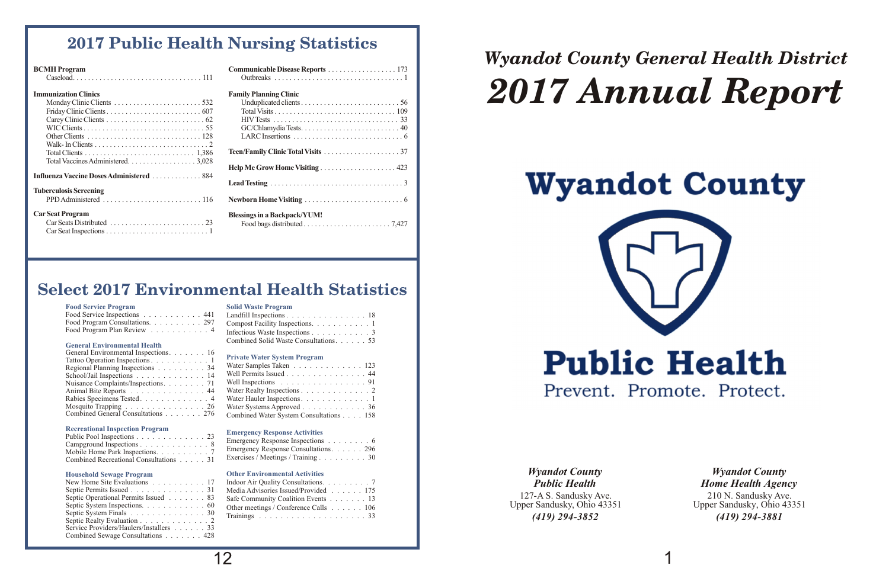## 2017 Public Health Nursing Statistics

**BCMH Program**
- Caseload . . . 111

**Immunization Clinics**
- Monday Clinic Clients . . . 532
- Friday Clinic Clients . . . 607
- Carey Clinic Clients . . . 62
- WIC Clients . . . 55
- Other Clients . . . 128
- Walk- In Clients . . . 2
- Total Clients . . . 1,386
- Total Vaccines Administered . . . 3,028

**Influenza Vaccine Doses Administered** . . . 884

**Tuberculosis Screening**
- PPD Administered . . . 116

**Car Seat Program**
- Car Seats Distributed . . . 23
- Car Seat Inspections . . . 1

**Communicable Disease Reports** . . . 173
- Outbreaks . . . 1

**Family Planning Clinic**
- Unduplicated clients . . . 56
- Total Visits . . . 109
- HIV Tests . . . 33
- GC/Chlamydia Tests . . . 40
- LARC Insertions . . . 6

**Teen/Family Clinic Total Visits** . . . 37

**Help Me Grow Home Visiting** . . . 423

**Lead Testing** . . . 3

**Newborn Home Visiting** . . . 6

**Blessings in a Backpack/YUM!**
- Food bags distributed . . . 7,427

## Select 2017 Environmental Health Statistics

**Food Service Program**
- Food Service Inspections . . . 441
- Food Program Consultations . . . 297
- Food Program Plan Review . . . 4

**General Environmental Health**
- General Environmental Inspections . . . 16
- Tattoo Operation Inspections . . . 1
- Regional Planning Inspections . . . 34
- School/Jail Inspections . . . 14
- Nuisance Complaints/Inspections . . . 71
- Animal Bite Reports . . . 44
- Rabies Specimens Tested . . . 4
- Mosquito Trapping . . . 26
- Combined General Consultations . . . 276

**Recreational Inspection Program**
- Public Pool Inspections . . . 23
- Campground Inspections . . . 8
- Mobile Home Park Inspections . . . 7
- Combined Recreational Consultations . . . 31

**Household Sewage Program**
- New Home Site Evaluations . . . 17
- Septic Permits Issued . . . 31
- Septic Operational Permits Issued . . . 83
- Septic System Inspections . . . 60
- Septic System Finals . . . 30
- Septic Realty Evaluation . . . 2
- Service Providers/Haulers/Installers . . . 33
- Combined Sewage Consultations . . . 428

**Solid Waste Program**
- Landfill Inspections . . . 18
- Compost Facility Inspections . . . 1
- Infectious Waste Inspections . . . 3
- Combined Solid Waste Consultations . . . 53

**Private Water System Program**
- Water Samples Taken . . . 123
- Well Permits Issued . . . 44
- Well Inspections . . . 91
- Water Realty Inspections . . . 2
- Water Hauler Inspections . . . 1
- Water Systems Approved . . . 36
- Combined Water System Consultations . . . 158

**Emergency Response Activities**
- Emergency Response Inspections . . . 6
- Emergency Response Consultations . . . 296
- Exercises / Meetings / Training . . . 30

**Other Environmental Activities**
- Indoor Air Quality Consultations . . . 7
- Media Advisories Issued/Provided . . . 175
- Safe Community Coalition Events . . . 13
- Other meetings / Conference Calls . . . 106
- Trainings . . . 33

# *Wyandot County General Health District*
# *2017 Annual Report*

**Wyandot County**

**Public Health**

Prevent. Promote. Protect.

***Wyandot County Public Health***
127-A S. Sandusky Ave.
Upper Sandusky, Ohio 43351
***(419) 294-3852***

***Wyandot County Home Health Agency***
210 N. Sandusky Ave.
Upper Sandusky, Ohio 43351
***(419) 294-3881***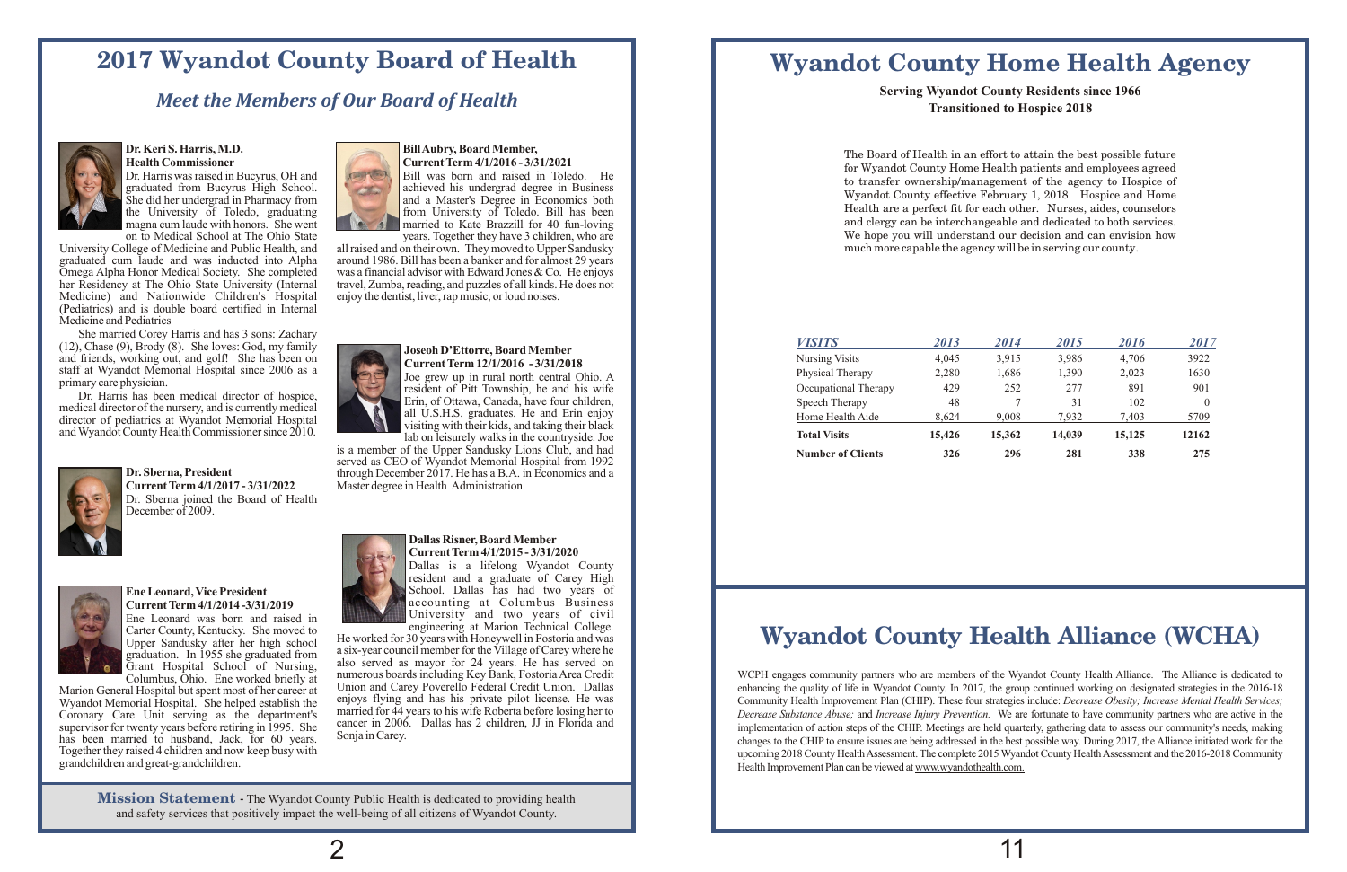# 2017 Wyandot County Board of Health

## *Meet the Members of Our Board of Health*

**Dr. Keri S. Harris, M.D.**
**Health Commissioner**
Dr. Harris was raised in Bucyrus, OH and graduated from Bucyrus High School. She did her undergrad in Pharmacy from the University of Toledo, graduating magna cum laude with honors. She went on to Medical School at The Ohio State University College of Medicine and Public Health, and graduated cum laude and was inducted into Alpha Omega Alpha Honor Medical Society. She completed her Residency at The Ohio State University (Internal Medicine) and Nationwide Children's Hospital (Pediatrics) and is double board certified in Internal Medicine and Pediatrics

She married Corey Harris and has 3 sons: Zachary (12), Chase (9), Brody (8). She loves: God, my family and friends, working out, and golf! She has been on staff at Wyandot Memorial Hospital since 2006 as a primary care physician.

Dr. Harris has been medical director of hospice, medical director of the nursery, and is currently medical director of pediatrics at Wyandot Memorial Hospital and Wyandot County Health Commissioner since 2010.

**Dr. Sberna, President**
**Current Term 4/1/2017 - 3/31/2022**
Dr. Sberna joined the Board of Health December of 2009.

**Ene Leonard, Vice President**
**Current Term 4/1/2014 -3/31/2019**
Ene Leonard was born and raised in Carter County, Kentucky. She moved to Upper Sandusky after her high school graduation. In 1955 she graduated from Grant Hospital School of Nursing, Columbus, Ohio. Ene worked briefly at Marion General Hospital but spent most of her career at Wyandot Memorial Hospital. She helped establish the Coronary Care Unit serving as the department's supervisor for twenty years before retiring in 1995. She has been married to husband, Jack, for 60 years. Together they raised 4 children and now keep busy with grandchildren and great-grandchildren.

**Bill Aubry, Board Member,**
**Current Term 4/1/2016 - 3/31/2021**
Bill was born and raised in Toledo. He achieved his undergrad degree in Business and a Master's Degree in Economics both from University of Toledo. Bill has been married to Kate Brazzill for 40 fun-loving years. Together they have 3 children, who are all raised and on their own. They moved to Upper Sandusky around 1986. Bill has been a banker and for almost 29 years was a financial advisor with Edward Jones & Co. He enjoys travel, Zumba, reading, and puzzles of all kinds. He does not enjoy the dentist, liver, rap music, or loud noises.

**Joseoh D'Ettorre, Board Member**
**Current Term 12/1/2016 - 3/31/2018**
Joe grew up in rural north central Ohio. A resident of Pitt Township, he and his wife Erin, of Ottawa, Canada, have four children, all U.S.H.S. graduates. He and Erin enjoy visiting with their kids, and taking their black lab on leisurely walks in the countryside. Joe is a member of the Upper Sandusky Lions Club, and had served as CEO of Wyandot Memorial Hospital from 1992 through December 2017. He has a B.A. in Economics and a Master degree in Health Administration.

**Dallas Risner, Board Member**
**Current Term 4/1/2015 - 3/31/2020**
Dallas is a lifelong Wyandot County resident and a graduate of Carey High School. Dallas has had two years of accounting at Columbus Business University and two years of civil engineering at Marion Technical College. He worked for 30 years with Honeywell in Fostoria and was a six-year council member for the Village of Carey where he also served as mayor for 24 years. He has served on numerous boards including Key Bank, Fostoria Area Credit Union and Carey Poverello Federal Credit Union. Dallas enjoys flying and has his private pilot license. He was married for 44 years to his wife Roberta before losing her to cancer in 2006. Dallas has 2 children, JJ in Florida and Sonja in Carey.

**Mission Statement** - The Wyandot County Public Health is dedicated to providing health and safety services that positively impact the well-being of all citizens of Wyandot County.

# Wyandot County Home Health Agency

**Serving Wyandot County Residents since 1966**
**Transitioned to Hospice 2018**

The Board of Health in an effort to attain the best possible future for Wyandot County Home Health patients and employees agreed to transfer ownership/management of the agency to Hospice of Wyandot County effective February 1, 2018. Hospice and Home Health are a perfect fit for each other. Nurses, aides, counselors and clergy can be interchangeable and dedicated to both services. We hope you will understand our decision and can envision how much more capable the agency will be in serving our county.

| *VISITS* | *2013* | *2014* | *2015* | *2016* | *2017* |
|---|---|---|---|---|---|
| Nursing Visits | 4,045 | 3,915 | 3,986 | 4,706 | 3922 |
| Physical Therapy | 2,280 | 1,686 | 1,390 | 2,023 | 1630 |
| Occupational Therapy | 429 | 252 | 277 | 891 | 901 |
| Speech Therapy | 48 | 7 | 31 | 102 | 0 |
| Home Health Aide | 8,624 | 9,008 | 7,932 | 7,403 | 5709 |
| **Total Visits** | **15,426** | **15,362** | **14,039** | **15,125** | **12162** |
| **Number of Clients** | **326** | **296** | **281** | **338** | **275** |

# Wyandot County Health Alliance (WCHA)

WCPH engages community partners who are members of the Wyandot County Health Alliance. The Alliance is dedicated to enhancing the quality of life in Wyandot County. In 2017, the group continued working on designated strategies in the 2016-18 Community Health Improvement Plan (CHIP). These four strategies include: *Decrease Obesity; Increase Mental Health Services; Decrease Substance Abuse;* and *Increase Injury Prevention.* We are fortunate to have community partners who are active in the implementation of action steps of the CHIP. Meetings are held quarterly, gathering data to assess our community's needs, making changes to the CHIP to ensure issues are being addressed in the best possible way. During 2017, the Alliance initiated work for the upcoming 2018 County Health Assessment. The complete 2015 Wyandot County Health Assessment and the 2016-2018 Community Health Improvement Plan can be viewed at www.wyandothealth.com.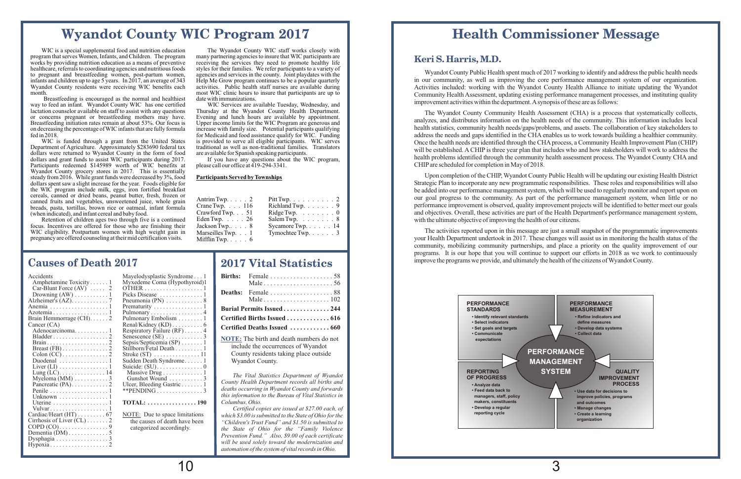# Wyandot County WIC Program 2017

WIC is a special supplemental food and nutrition education program that serves Women, Infants, and Children. The program works by providing nutrition education as a means of preventive healthcare, referrals to coordinating agencies and nutritious foods to pregnant and breastfeeding women, post-partum women, infants and children up to age 5 years. In 2017, an average of 343 Wyandot County residents were receiving WIC benefits each month.

Breastfeeding is encouraged as the normal and healthiest way to feed an infant. Wyandot County WIC has one certified lactation counselor available on staff to assist with any questions or concerns pregnant or breastfeeding mothers may have. Breastfeeding initiation rates remain at about 53%. Our focus is on decreasing the percentage of WIC infants that are fully formula fed in 2018.

WIC is funded through a grant from the United States Department of Agriculture. Approximately $283690 federal tax dollars were returned to Wyandot County in the form of food dollars and grant funds to assist WIC participants during 2017. Participants redeemed $145989 worth of WIC benefits at Wyandot County grocery stores in 2017. This is essentially steady from 2016. While grant funds were decreased by 3%, food dollars spent saw a slight increase for the year. Foods eligible for the WIC program include milk, eggs, iron fortified breakfast cereals, canned or dried beans, peanut butter, fresh, frozen or canned fruits and vegetables, unsweetened juice, whole grain breads, pasta, tortillas, brown rice or oatmeal, infant formula (when indicated), and infant cereal and baby food.

Retention of children ages two through five is a continued focus. Incentives are offered for those who are finishing their WIC eligibility. Postpartum women with high weight gain in pregnancy are offered counseling at their mid certification visits.

The Wyandot County WIC staff works closely with many partnering agencies to insure that WIC participants are receiving the services they need to promote healthy life styles for their families. We refer participants to a variety of agencies and services in the county. Joint playdates with the Help Me Grow program continues to be a popular quarterly activities. Public health staff nurses are available during most WIC clinic hours to insure that participants are up to date with immunizations.

WIC Services are available Tuesday, Wednesday, and Thursday at the Wyandot County Health Department. Evening and lunch hours are available by appointment. Upper income limits for the WIC Program are generous and increase with family size. Potential participants qualifying for Medicaid and food assistance qualify for WIC. Funding is provided to serve all eligible participants. WIC serves traditional as well as non-traditional families. Translators are available for Spanish speaking participants.

If you have any questions about the WIC program, please call our office at 419-294-3341.

**Participants Served by Townships**

| Township | Participants | Township | Participants |
|---|---|---|---|
| Antrim Twp. | 2 | Pitt Twp. | 2 |
| Crane Twp. | 116 | Richland Twp. | 9 |
| Crawford Twp. | 51 | Ridge Twp. | 0 |
| Eden Twp. | 26 | Salem Twp. | 8 |
| Jackson Twp. | 8 | Sycamore Twp. | 14 |
| Marseilles Twp. | 1 | Tymochtee Twp. | 3 |
| Mifflin Twp. | 6 | | |

## Causes of Death 2017

| Cause | Number |
|---|---|
| Accidents | |
| Amphetamine Toxicity | 1 |
| Car-Blunt Force (AV) | 2 |
| Drowning (AW) | 1 |
| Alzheimer's (AZ) | 7 |
| Anemia | 1 |
| Azotemia | 1 |
| Brain Hemmorrage (CH) | 2 |
| Cancer (CA) | |
| Adenocarcinoma | 1 |
| Bladder | 2 |
| Brain | 2 |
| Breast (FB) | 2 |
| Colon (CC) | 2 |
| Duodenal | 1 |
| Liver (LI) | 1 |
| Lung (LC) | 14 |
| Myeloma (MM) | 3 |
| Pancreatic (PA) | 2 |
| Penile | 1 |
| Unknown | 1 |
| Uterine | 1 |
| Vulvar | 1 |
| Cardiac/Heart (HT) | 67 |
| Cirrhosis of Liver (CL) | 2 |
| COPD (CO) | 9 |
| Dementia (DM) | 5 |
| Dysphagia | 3 |
| Hypoxia | 2 |
| Mayelodysplastic Syndrome | 1 |
| Myxedeme Coma (Hypothyroid) | 1 |
| OTHER | 1 |
| Picks Disease | 1 |
| Pneumonia (PN) | 8 |
| Prematurity | 1 |
| Pulmonary | 4 |
| Pulmonary Embolism | 1 |
| Renal/Kidney (KD) | 6 |
| Respiratory Failure (RF) | 4 |
| Senescence (SE) | 3 |
| Sepsis/Septicemia (SP) | 1 |
| Stillborn/Fetal Death | 1 |
| Stroke (ST) | 11 |
| Sudden Death Syndrome | 1 |
| Suicide: (SU) | 0 |
| Massive Drug | 1 |
| Gunshot Wound | 3 |
| Ulcer, Bleeding Gastric | 1 |
| **PENDING | 3 |
| **TOTAL:** | **190** |

NOTE: Due to space limitations the causes of death have been categorized accordingly.

## 2017 Vital Statistics

| | | |
|---|---|---|
| **Births:** | Female | 58 |
| | Male | 56 |
| **Deaths:** | Female | 88 |
| | Male | 102 |
| **Burial Permits Issued** | | **244** |
| **Certified Births Issued** | | **616** |
| **Certified Deaths Issued** | | **660** |

**NOTE:** The birth and death numbers do not include the occurrences of Wyandot County residents taking place outside Wyandot County.

*The Vital Statistics Department of Wyandot County Health Department records all births and deaths occurring in Wyandot County and forwards this information to the Bureau of Vital Statistics in Columbus, Ohio.*

*Certified copies are issued at $27.00 each, of which $3.00 is submitted to the State of Ohio for the "Children's Trust Fund" and $1.50 is submitted to the State of Ohio for the "Family Violence Prevention Fund." Also, $9.00 of each certificate will be used solely toward the modernization and automation of the system of vital records in Ohio.*

# Health Commissioner Message

## Keri S. Harris, M.D.

Wyandot County Public Health spent much of 2017 working to identify and address the public health needs in our community, as well as improving the core performance management system of our organization. Activities included: working with the Wyandot County Health Alliance to initiate updating the Wyandot Community Health Assessment, updating existing performance management processes, and instituting quality improvement activities within the department. A synopsis of these are as follows:

The Wyandot County Community Health Assessment (CHA) is a process that systematically collects, analyzes, and distributes information on the health needs of the community. This information includes local health statistics, community health needs/gaps/problems, and assets. The collaboration of key stakeholders to address the needs and gaps identified in the CHA enables us to work towards building a healthier community. Once the health needs are identified through the CHA process, a Community Health Improvement Plan (CHIP) will be established. A CHIP is three year plan that includes who and how stakeholders will work to address the health problems identified through the community health assessment process. The Wyandot County CHA and CHIP are scheduled for completion in May of 2018.

Upon completion of the CHIP, Wyandot County Public Health will be updating our existing Health District Strategic Plan to incorporate any new programmatic responsibilities. These roles and responsibilities will also be added into our performance management system, which will be used to regularly monitor and report upon on our goal progress to the community. As part of the performance management system, when little or no performance improvement is observed, quality improvement projects will be identified to better meet our goals and objectives. Overall, these activities are part of the Health Department's performance management system, with the ultimate objective of improving the health of our citizens.

The activities reported upon in this message are just a small snapshot of the programmatic improvements your Health Department undertook in 2017. These changes will assist us in monitoring the health status of the community, mobilizing community partnerships, and place a priority on the quality improvement of our programs. It is our hope that you will continue to support our efforts in 2018 as we work to continuously improve the programs we provide, and ultimately the health of the citizens of Wyandot County.

**PERFORMANCE MANAGEMENT SYSTEM**

**PERFORMANCE STANDARDS**
- Identify relevant standards
- Select indicators
- Set goals and targets
- Communicate expectations

**PERFORMANCE MEASUREMENT**
- Refine indicators and define measures
- Develop data systems
- Collect data

**REPORTING OF PROGRESS**
- Analyze data
- Feed data back to managers, staff, policy makers, constituents
- Develop a regular reporting cycle

**QUALITY IMPROVEMENT PROCESS**
- Use data for decisions to improve policies, programs and outcomes
- Manage changes
- Create a learning organization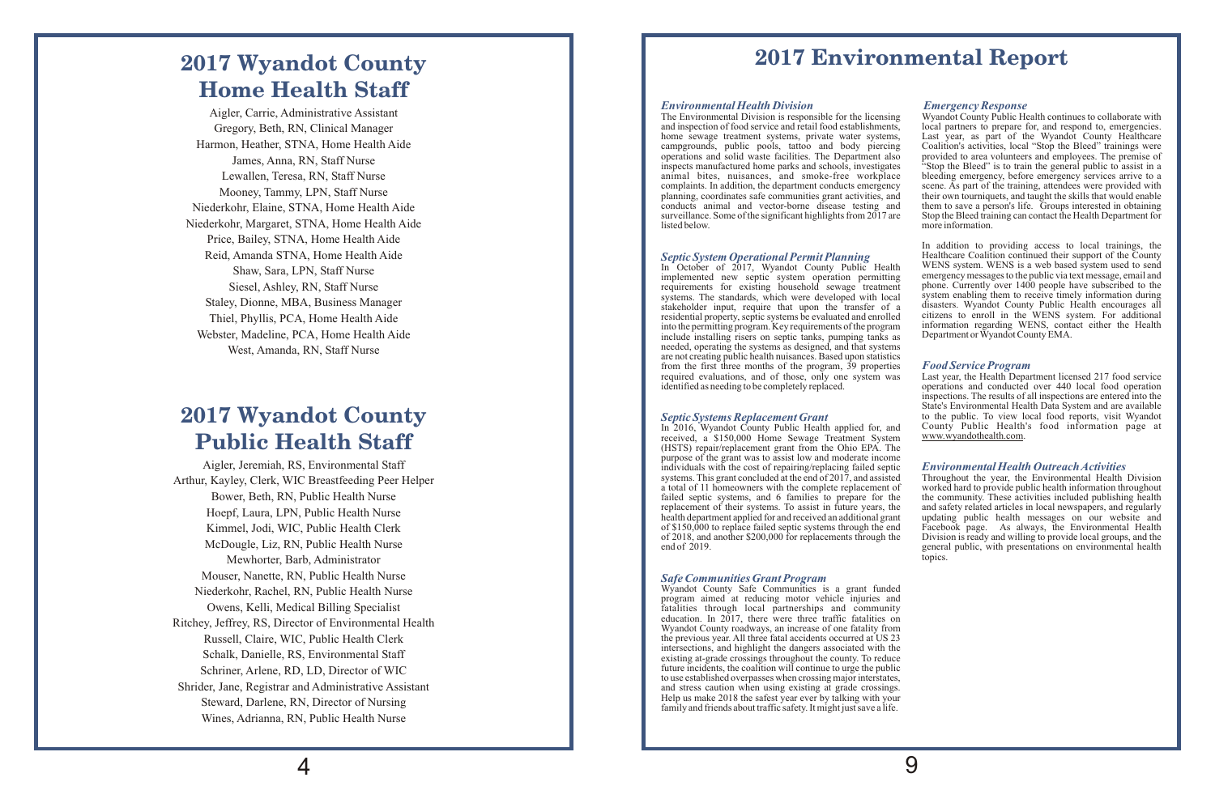# 2017 Wyandot County Home Health Staff

Aigler, Carrie, Administrative Assistant
Gregory, Beth, RN, Clinical Manager
Harmon, Heather, STNA, Home Health Aide
James, Anna, RN, Staff Nurse
Lewallen, Teresa, RN, Staff Nurse
Mooney, Tammy, LPN, Staff Nurse
Niederkohr, Elaine, STNA, Home Health Aide
Niederkohr, Margaret, STNA, Home Health Aide
Price, Bailey, STNA, Home Health Aide
Reid, Amanda STNA, Home Health Aide
Shaw, Sara, LPN, Staff Nurse
Siesel, Ashley, RN, Staff Nurse
Staley, Dionne, MBA, Business Manager
Thiel, Phyllis, PCA, Home Health Aide
Webster, Madeline, PCA, Home Health Aide
West, Amanda, RN, Staff Nurse

# 2017 Wyandot County Public Health Staff

Aigler, Jeremiah, RS, Environmental Staff
Arthur, Kayley, Clerk, WIC Breastfeeding Peer Helper
Bower, Beth, RN, Public Health Nurse
Hoepf, Laura, LPN, Public Health Nurse
Kimmel, Jodi, WIC, Public Health Clerk
McDougle, Liz, RN, Public Health Nurse
Mewhorter, Barb, Administrator
Mouser, Nanette, RN, Public Health Nurse
Niederkohr, Rachel, RN, Public Health Nurse
Owens, Kelli, Medical Billing Specialist
Ritchey, Jeffrey, RS, Director of Environmental Health
Russell, Claire, WIC, Public Health Clerk
Schalk, Danielle, RS, Environmental Staff
Schriner, Arlene, RD, LD, Director of WIC
Shrider, Jane, Registrar and Administrative Assistant
Steward, Darlene, RN, Director of Nursing
Wines, Adrianna, RN, Public Health Nurse

# 2017 Environmental Report

### *Environmental Health Division*

The Environmental Division is responsible for the licensing and inspection of food service and retail food establishments, home sewage treatment systems, private water systems, campgrounds, public pools, tattoo and body piercing operations and solid waste facilities. The Department also inspects manufactured home parks and schools, investigates animal bites, nuisances, and smoke-free workplace complaints. In addition, the department conducts emergency planning, coordinates safe communities grant activities, and conducts animal and vector-borne disease testing and surveillance. Some of the significant highlights from 2017 are listed below.

### *Septic System Operational Permit Planning*

In October of 2017, Wyandot County Public Health implemented new septic system operation permitting requirements for existing household sewage treatment systems. The standards, which were developed with local stakeholder input, require that upon the transfer of a residential property, septic systems be evaluated and enrolled into the permitting program. Key requirements of the program include installing risers on septic tanks, pumping tanks as needed, operating the systems as designed, and that systems are not creating public health nuisances. Based upon statistics from the first three months of the program, 39 properties required evaluations, and of those, only one system was identified as needing to be completely replaced.

### *Septic Systems Replacement Grant*

In 2016, Wyandot County Public Health applied for, and received, a $150,000 Home Sewage Treatment System (HSTS) repair/replacement grant from the Ohio EPA. The purpose of the grant was to assist low and moderate income individuals with the cost of repairing/replacing failed septic systems. This grant concluded at the end of 2017, and assisted a total of 11 homeowners with the complete replacement of failed septic systems, and 6 families to prepare for the replacement of their systems. To assist in future years, the health department applied for and received an additional grant of $150,000 to replace failed septic systems through the end of 2018, and another $200,000 for replacements through the end of 2019.

### *Safe Communities Grant Program*

Wyandot County Safe Communities is a grant funded program aimed at reducing motor vehicle injuries and fatalities through local partnerships and community education. In 2017, there were three traffic fatalities on Wyandot County roadways, an increase of one fatality from the previous year. All three fatal accidents occurred at US 23 intersections, and highlight the dangers associated with the existing at-grade crossings throughout the county. To reduce future incidents, the coalition will continue to urge the public to use established overpasses when crossing major interstates, and stress caution when using existing at grade crossings. Help us make 2018 the safest year ever by talking with your family and friends about traffic safety. It might just save a life.

### *Emergency Response*

Wyandot County Public Health continues to collaborate with local partners to prepare for, and respond to, emergencies. Last year, as part of the Wyandot County Healthcare Coalition's activities, local "Stop the Bleed" trainings were provided to area volunteers and employees. The premise of "Stop the Bleed" is to train the general public to assist in a bleeding emergency, before emergency services arrive to a scene. As part of the training, attendees were provided with their own tourniquets, and taught the skills that would enable them to save a person's life. Groups interested in obtaining Stop the Bleed training can contact the Health Department for more information.

In addition to providing access to local trainings, the Healthcare Coalition continued their support of the County WENS system. WENS is a web based system used to send emergency messages to the public via text message, email and phone. Currently over 1400 people have subscribed to the system enabling them to receive timely information during disasters. Wyandot County Public Health encourages all citizens to enroll in the WENS system. For additional information regarding WENS, contact either the Health Department or Wyandot County EMA.

### *Food Service Program*

Last year, the Health Department licensed 217 food service operations and conducted over 440 local food operation inspections. The results of all inspections are entered into the State's Environmental Health Data System and are available to the public. To view local food reports, visit Wyandot County Public Health's food information page at www.wyandothealth.com.

### *Environmental Health Outreach Activities*

Throughout the year, the Environmental Health Division worked hard to provide public health information throughout the community. These activities included publishing health and safety related articles in local newspapers, and regularly updating public health messages on our website and Facebook page. As always, the Environmental Health Division is ready and willing to provide local groups, and the general public, with presentations on environmental health topics.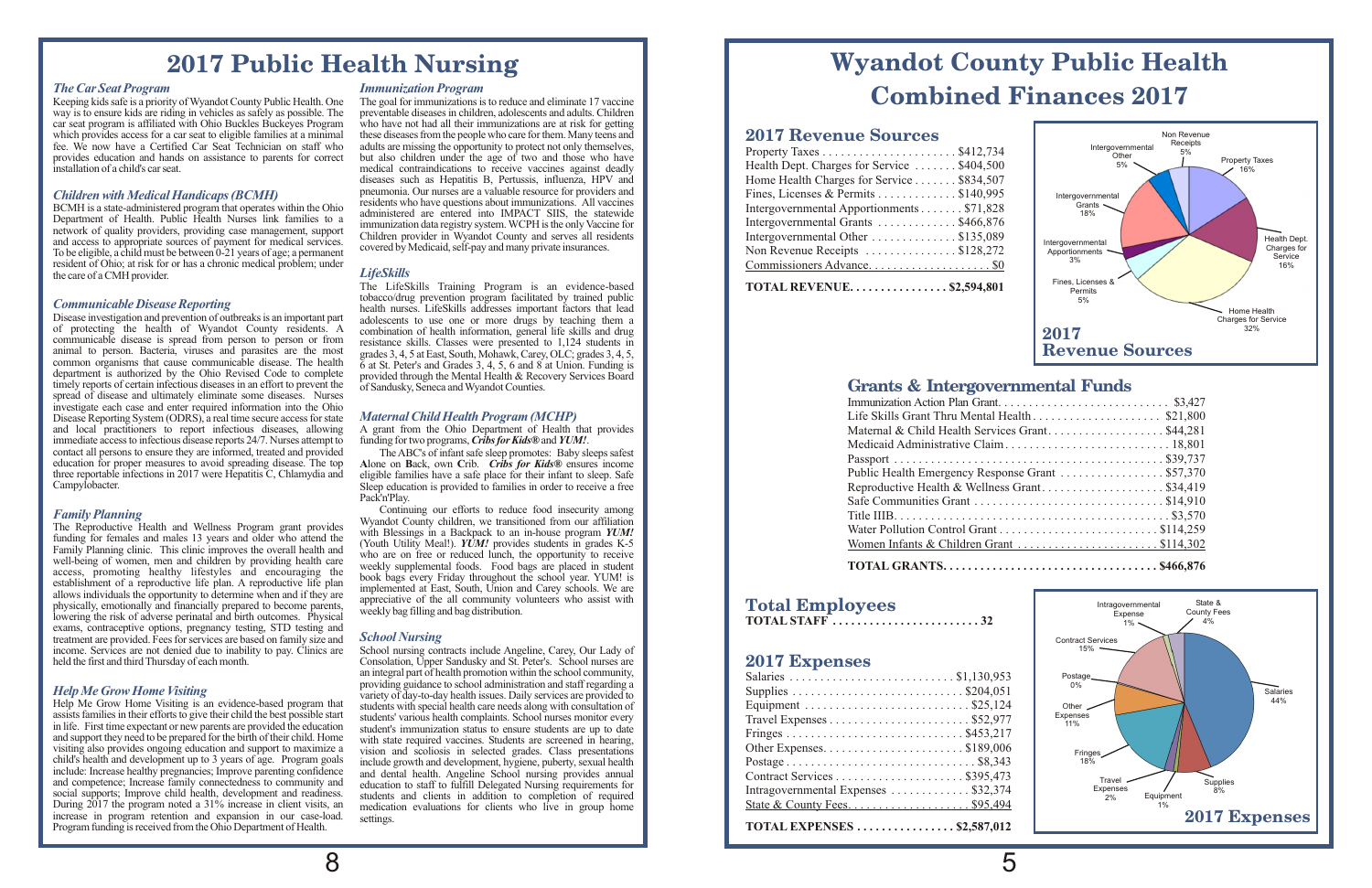# 2017 Public Health Nursing

### *The Car Seat Program*

Keeping kids safe is a priority of Wyandot County Public Health. One way is to ensure kids are riding in vehicles as safely as possible. The car seat program is affiliated with Ohio Buckles Buckeyes Program which provides access for a car seat to eligible families at a minimal fee. We now have a Certified Car Seat Technician on staff who provides education and hands on assistance to parents for correct installation of a child's car seat.

### *Children with Medical Handicaps (BCMH)*

BCMH is a state-administered program that operates within the Ohio Department of Health. Public Health Nurses link families to a network of quality providers, providing case management, support and access to appropriate sources of payment for medical services. To be eligible, a child must be between 0-21 years of age; a permanent resident of Ohio; at risk for or has a chronic medical problem; under the care of a CMH provider.

### *Communicable Disease Reporting*

Disease investigation and prevention of outbreaks is an important part of protecting the health of Wyandot County residents. A communicable disease is spread from person to person or from animal to person. Bacteria, viruses and parasites are the most common organisms that cause communicable disease. The health department is authorized by the Ohio Revised Code to complete timely reports of certain infectious diseases in an effort to prevent the spread of disease and ultimately eliminate some diseases. Nurses investigate each case and enter required information into the Ohio Disease Reporting System (ODRS), a real time secure access for state and local practitioners to report infectious diseases, allowing immediate access to infectious disease reports 24/7. Nurses attempt to contact all persons to ensure they are informed, treated and provided education for proper measures to avoid spreading disease. The top three reportable infections in 2017 were Hepatitis C, Chlamydia and Campylobacter.

### *Family Planning*

The Reproductive Health and Wellness Program grant provides funding for females and males 13 years and older who attend the Family Planning clinic. This clinic improves the overall health and well-being of women, men and children by providing health care access, promoting healthy lifestyles and encouraging the establishment of a reproductive life plan. A reproductive life plan allows individuals the opportunity to determine when and if they are physically, emotionally and financially prepared to become parents, lowering the risk of adverse perinatal and birth outcomes. Physical exams, contraceptive options, pregnancy testing, STD testing and treatment are provided. Fees for services are based on family size and income. Services are not denied due to inability to pay. Clinics are held the first and third Thursday of each month.

### *Help Me Grow Home Visiting*

Help Me Grow Home Visiting is an evidence-based program that assists families in their efforts to give their child the best possible start in life. First time expectant or new parents are provided the education and support they need to be prepared for the birth of their child. Home visiting also provides ongoing education and support to maximize a child's health and development up to 3 years of age. Program goals include: Increase healthy pregnancies; Improve parenting confidence and competence; Increase family connectedness to community and social supports; Improve child health, development and readiness. During 2017 the program noted a 31% increase in client visits, an increase in program retention and expansion in our case-load. Program funding is received from the Ohio Department of Health.

### *Immunization Program*

The goal for immunizations is to reduce and eliminate 17 vaccine preventable diseases in children, adolescents and adults. Children who have not had all their immunizations are at risk for getting these diseases from the people who care for them. Many teens and adults are missing the opportunity to protect not only themselves, but also children under the age of two and those who have medical contraindications to receive vaccines against deadly diseases such as Hepatitis B, Pertussis, influenza, HPV and pneumonia. Our nurses are a valuable resource for providers and residents who have questions about immunizations. All vaccines administered are entered into IMPACT SIIS, the statewide immunization data registry system. WCPH is the only Vaccine for Children provider in Wyandot County and serves all residents covered by Medicaid, self-pay and many private insurances.

### *LifeSkills*

The LifeSkills Training Program is an evidence-based tobacco/drug prevention program facilitated by trained public health nurses. LifeSkills addresses important factors that lead adolescents to use one or more drugs by teaching them a combination of health information, general life skills and drug resistance skills. Classes were presented to 1,124 students in grades 3, 4, 5 at East, South, Mohawk, Carey, OLC; grades 3, 4, 5, 6 at St. Peter's and Grades 3, 4, 5, 6 and 8 at Union. Funding is provided through the Mental Health & Recovery Services Board of Sandusky, Seneca and Wyandot Counties.

### *Maternal Child Health Program (MCHP)*

A grant from the Ohio Department of Health that provides funding for two programs, ***Cribs for Kids®*** and ***YUM!***.

The ABC's of infant safe sleep promotes: Baby sleeps safest **A**lone on **B**ack, own **C**rib. ***Cribs for Kids®*** ensures income eligible families have a safe place for their infant to sleep. Safe Sleep education is provided to families in order to receive a free Pack'n'Play.

Continuing our efforts to reduce food insecurity among Wyandot County children, we transitioned from our affiliation with Blessings in a Backpack to an in-house program ***YUM!*** (Youth Utility Meal!). ***YUM!*** provides students in grades K-5 who are on free or reduced lunch, the opportunity to receive weekly supplemental foods. Food bags are placed in student book bags every Friday throughout the school year. YUM! is implemented at East, South, Union and Carey schools. We are appreciative of the all community volunteers who assist with weekly bag filling and bag distribution.

### *School Nursing*

School nursing contracts include Angeline, Carey, Our Lady of Consolation, Upper Sandusky and St. Peter's. School nurses are an integral part of health promotion within the school community, providing guidance to school administration and staff regarding a variety of day-to-day health issues. Daily services are provided to students with special health care needs along with consultation of students' various health complaints. School nurses monitor every student's immunization status to ensure students are up to date with state required vaccines. Students are screened in hearing, vision and scoliosis in selected grades. Class presentations include growth and development, hygiene, puberty, sexual health and dental health. Angeline School nursing provides annual education to staff to fulfill Delegated Nursing requirements for students and clients in addition to completion of required medication evaluations for clients who live in group home settings.

# Wyandot County Public Health Combined Finances 2017

## 2017 Revenue Sources

| Source | Amount |
|---|---|
| Property Taxes | $412,734 |
| Health Dept. Charges for Service | $404,500 |
| Home Health Charges for Service | $834,507 |
| Fines, Licenses & Permits | $140,995 |
| Intergovernmental Apportionments | $71,828 |
| Intergovernmental Grants | $466,876 |
| Intergovernmental Other | $135,089 |
| Non Revenue Receipts | $128,272 |
| Commissioners Advance | $0 |
| **TOTAL REVENUE** | **$2,594,801** |

**2017 Revenue Sources** (chart): Property Taxes 16%; Health Dept. Charges for Service 16%; Home Health Charges for Service 32%; Fines, Licenses & Permits 5%; Intergovernmental Apportionments 3%; Intergovernmental Grants 18%; Intergovernmental Other 5%; Non Revenue Receipts 5%

## Grants & Intergovernmental Funds

| Grant | Amount |
|---|---|
| Immunization Action Plan Grant | $3,427 |
| Life Skills Grant Thru Mental Health | $21,800 |
| Maternal & Child Health Services Grant | $44,281 |
| Medicaid Administrative Claim | 18,801 |
| Passport | $39,737 |
| Public Health Emergency Response Grant | $57,370 |
| Reproductive Health & Wellness Grant | $34,419 |
| Safe Communities Grant | $14,910 |
| Title IIIB | $3,570 |
| Water Pollution Control Grant | $114,259 |
| Women Infants & Children Grant | $114,302 |
| **TOTAL GRANTS** | **$466,876** |

## Total Employees

**TOTAL STAFF ........ 32**

## 2017 Expenses

| Expense | Amount |
|---|---|
| Salaries | $1,130,953 |
| Supplies | $204,051 |
| Equipment | $25,124 |
| Travel Expenses | $52,977 |
| Fringes | $453,217 |
| Other Expenses | $189,006 |
| Postage | $8,343 |
| Contract Services | $395,473 |
| Intragovernmental Expenses | $32,374 |
| State & County Fees | $95,494 |
| **TOTAL EXPENSES** | **$2,587,012** |

**2017 Expenses** (chart): Salaries 44%; Supplies 8%; Equipment 1%; Travel Expenses 2%; Fringes 18%; Other Expenses 11%; Postage 0%; Contract Services 15%; Intragovernmental Expense 1%; State & County Fees 4%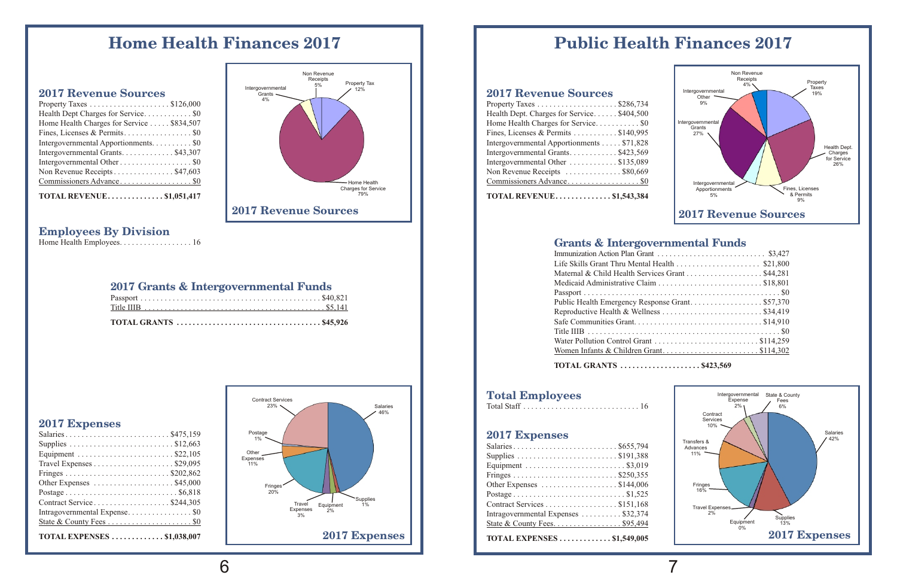# Home Health Finances 2017

## 2017 Revenue Sources

| | |
|---|---|
| Property Taxes | $126,000 |
| Health Dept Charges for Service | $0 |
| Home Health Charges for Service | $834,507 |
| Fines, Licenses & Permits | $0 |
| Intergovernmental Apportionments | $0 |
| Intergovernmental Grants | $43,307 |
| Intergovernmental Other | $0 |
| Non Revenue Receipts | $47,603 |
| Commissioners Advance | $0 |
| **TOTAL REVENUE** | **$1,051,417** |

Non Revenue Receipts 5%
Property Tax 12%
Intergovernmental Grants 4%
Home Health Charges for Service 79%

**2017 Revenue Sources**

## Employees By Division

Home Health Employees . . . . . . 16

## 2017 Grants & Intergovernmental Funds

| | |
|---|---|
| Passport | $40,821 |
| Title IIIB | $5,141 |
| **TOTAL GRANTS** | **$45,926** |

## 2017 Expenses

| | |
|---|---|
| Salaries | $475,159 |
| Supplies | $12,663 |
| Equipment | $22,105 |
| Travel Expenses | $29,095 |
| Fringes | $202,862 |
| Other Expenses | $45,000 |
| Postage | $6,818 |
| Contract Service | $244,305 |
| Intragovernmental Expense | $0 |
| State & County Fees | $0 |
| **TOTAL EXPENSES** | **$1,038,007** |

Contract Services 23%
Salaries 46%
Postage 1%
Other Expenses 11%
Fringes 20%
Travel Expenses 3%
Equipment 2%
Supplies 1%

**2017 Expenses**

# Public Health Finances 2017

## 2017 Revenue Sources

| | |
|---|---|
| Property Taxes | $286,734 |
| Health Dept. Charges for Service | $404,500 |
| Home Health Charges for Service | $0 |
| Fines, Licenses & Permits | $140,995 |
| Intergovernmental Apportionments | $71,828 |
| Intergovernmental Grants | $423,569 |
| Intergovernmental Other | $135,089 |
| Non Revenue Receipts | $80,669 |
| Commissioners Advance | $0 |
| **TOTAL REVENUE** | **$1,543,384** |

Non Revenue Receipts 4%
Property Taxes 19%
Intergovernmental Other 9%
Intergovernmental Grants 27%
Health Dept. Charges for Service 26%
Intergovernmental Apportionments 5%
Fines, Licenses & Permits 9%

**2017 Revenue Sources**

## Grants & Intergovernmental Funds

| | |
|---|---|
| Immunization Action Plan Grant | $3,427 |
| Life Skills Grant Thru Mental Health | $21,800 |
| Maternal & Child Health Services Grant | $44,281 |
| Medicaid Administrative Claim | $18,801 |
| Passport | $0 |
| Public Health Emergency Response Grant | $57,370 |
| Reproductive Health & Wellness | $34,419 |
| Safe Communities Grant | $14,910 |
| Title IIIB | $0 |
| Water Pollution Control Grant | $114,259 |
| Women Infants & Children Grant | $114,302 |
| **TOTAL GRANTS** | **$423,569** |

## Total Employees

Total Staff . . . . . . 16

## 2017 Expenses

| | |
|---|---|
| Salaries | $655,794 |
| Supplies | $191,388 |
| Equipment | $3,019 |
| Fringes | $250,355 |
| Other Expenses | $144,006 |
| Postage | $1,525 |
| Contract Services | $151,168 |
| Intragovernmental Expenses | $32,374 |
| State & County Fees | $95,494 |
| **TOTAL EXPENSES** | **$1,549,005** |

Intergovernmental Expense 2%
State & County Fees 6%
Contract Services 10%
Salaries 42%
Transfers & Advances 11%
Fringes 16%
Travel Expenses 2%
Equipment 0%
Supplies 13%

**2017 Expenses**